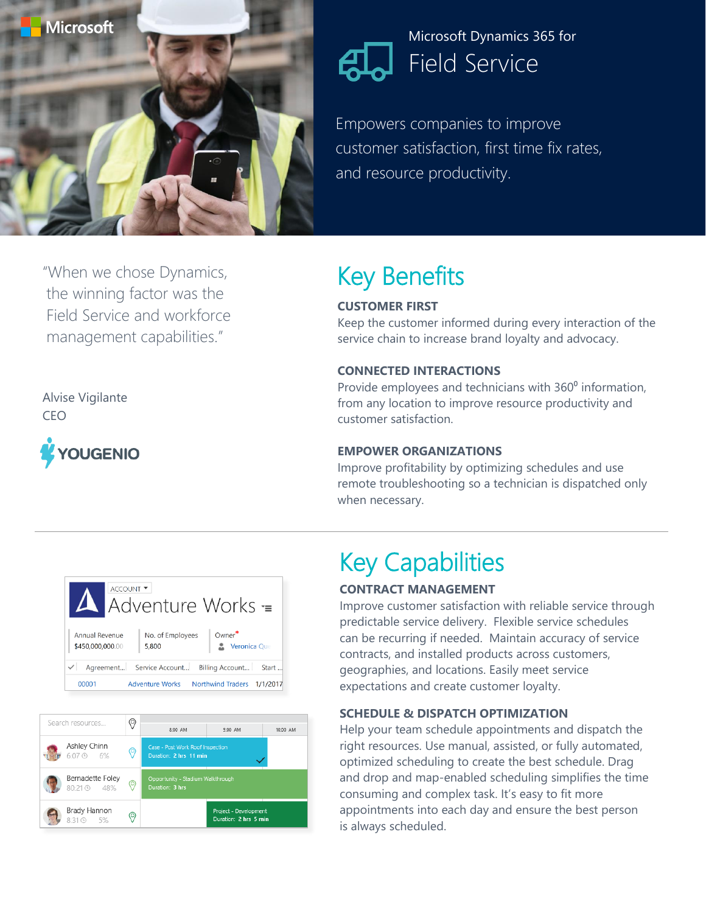Microsoft

Microsoft Dynamics 365 for

# Field Service

Empowers companies to improve customer satisfaction, first time fix rates, and resource productivity.

"When we chose Dynamics, the winning factor was the Field Service and workforce management capabilities."

Alvise Vigilante
CEO

YOUGENIO

## Key Benefits

**CUSTOMER FIRST**
Keep the customer informed during every interaction of the service chain to increase brand loyalty and advocacy.

**CONNECTED INTERACTIONS**
Provide employees and technicians with 360⁰ information, from any location to improve resource productivity and customer satisfaction.

**EMPOWER ORGANIZATIONS**
Improve profitability by optimizing schedules and use remote troubleshooting so a technician is dispatched only when necessary.

---

## Key Capabilities

**CONTRACT MANAGEMENT**
Improve customer satisfaction with reliable service through predictable service delivery. Flexible service schedules can be recurring if needed. Maintain accuracy of service contracts, and installed products across customers, geographies, and locations. Easily meet service expectations and create customer loyalty.

**SCHEDULE & DISPATCH OPTIMIZATION**
Help your team schedule appointments and dispatch the right resources. Use manual, assisted, or fully automated, optimized scheduling to create the best schedule. Drag and drop and map-enabled scheduling simplifies the time consuming and complex task. It's easy to fit more appointments into each day and ensure the best person is always scheduled.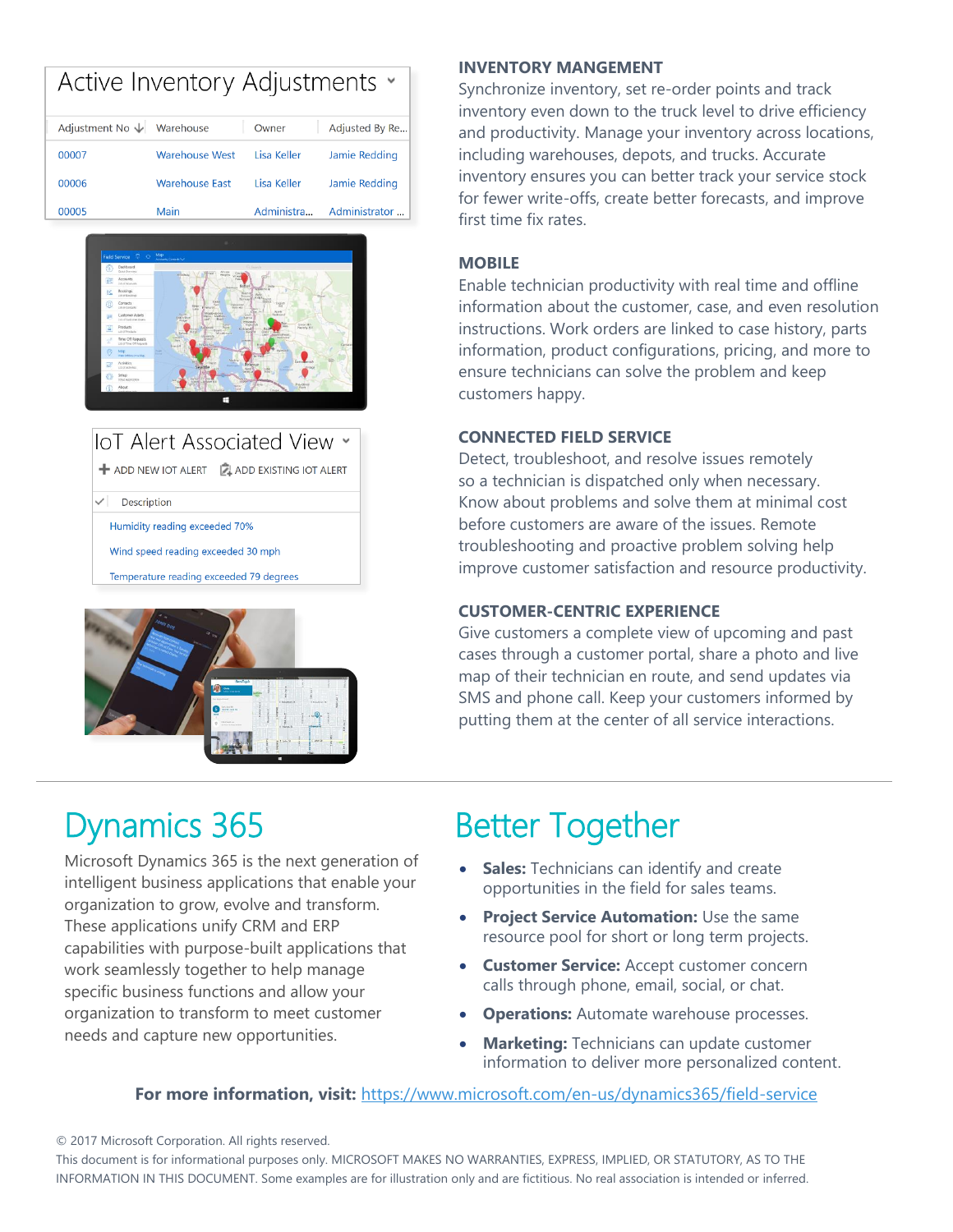## INVENTORY MANGEMENT

Synchronize inventory, set re-order points and track inventory even down to the truck level to drive efficiency and productivity. Manage your inventory across locations, including warehouses, depots, and trucks. Accurate inventory ensures you can better track your service stock for fewer write-offs, create better forecasts, and improve first time fix rates.

## MOBILE

Enable technician productivity with real time and offline information about the customer, case, and even resolution instructions. Work orders are linked to case history, parts information, product configurations, pricing, and more to ensure technicians can solve the problem and keep customers happy.

## CONNECTED FIELD SERVICE

Detect, troubleshoot, and resolve issues remotely so a technician is dispatched only when necessary. Know about problems and solve them at minimal cost before customers are aware of the issues. Remote troubleshooting and proactive problem solving help improve customer satisfaction and resource productivity.

## CUSTOMER-CENTRIC EXPERIENCE

Give customers a complete view of upcoming and past cases through a customer portal, share a photo and live map of their technician en route, and send updates via SMS and phone call. Keep your customers informed by putting them at the center of all service interactions.

# Dynamics 365

Microsoft Dynamics 365 is the next generation of intelligent business applications that enable your organization to grow, evolve and transform. These applications unify CRM and ERP capabilities with purpose-built applications that work seamlessly together to help manage specific business functions and allow your organization to transform to meet customer needs and capture new opportunities.

# Better Together

- **Sales:** Technicians can identify and create opportunities in the field for sales teams.
- **Project Service Automation:** Use the same resource pool for short or long term projects.
- **Customer Service:** Accept customer concern calls through phone, email, social, or chat.
- **Operations:** Automate warehouse processes.
- **Marketing:** Technicians can update customer information to deliver more personalized content.

**For more information, visit:** https://www.microsoft.com/en-us/dynamics365/field-service

© 2017 Microsoft Corporation. All rights reserved.
This document is for informational purposes only. MICROSOFT MAKES NO WARRANTIES, EXPRESS, IMPLIED, OR STATUTORY, AS TO THE INFORMATION IN THIS DOCUMENT. Some examples are for illustration only and are fictitious. No real association is intended or inferred.